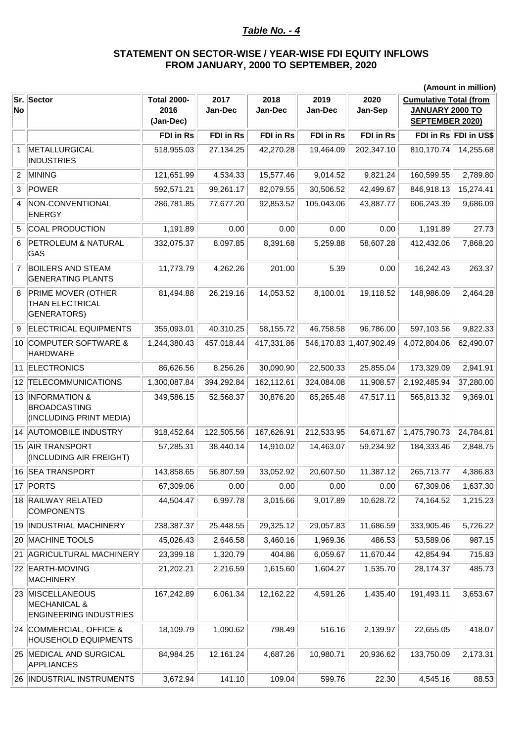***Table No. - 4***

**STATEMENT ON SECTOR-WISE / YEAR-WISE FDI EQUITY INFLOWS FROM JANUARY, 2000 TO SEPTEMBER, 2020**

**(Amount in million)**

| Sr. No | Sector | Total 2000-2016 (Jan-Dec) | 2017 Jan-Dec | 2018 Jan-Dec | 2019 Jan-Dec | 2020 Jan-Sep | Cumulative Total (from JANUARY 2000 TO SEPTEMBER 2020) | |
|---|---|---|---|---|---|---|---|---|
| | | FDI in Rs | FDI in Rs | FDI in Rs | FDI in Rs | FDI in Rs | FDI in Rs | FDI in US$ |
| 1 | METALLURGICAL INDUSTRIES | 518,955.03 | 27,134.25 | 42,270.28 | 19,464.09 | 202,347.10 | 810,170.74 | 14,255.68 |
| 2 | MINING | 121,651.99 | 4,534.33 | 15,577.46 | 9,014.52 | 9,821.24 | 160,599.55 | 2,789.80 |
| 3 | POWER | 592,571.21 | 99,261.17 | 82,079.55 | 30,506.52 | 42,499.67 | 846,918.13 | 15,274.41 |
| 4 | NON-CONVENTIONAL ENERGY | 286,781.85 | 77,677.20 | 92,853.52 | 105,043.06 | 43,887.77 | 606,243.39 | 9,686.09 |
| 5 | COAL PRODUCTION | 1,191.89 | 0.00 | 0.00 | 0.00 | 0.00 | 1,191.89 | 27.73 |
| 6 | PETROLEUM & NATURAL GAS | 332,075.37 | 8,097.85 | 8,391.68 | 5,259.88 | 58,607.28 | 412,432.06 | 7,868.20 |
| 7 | BOILERS AND STEAM GENERATING PLANTS | 11,773.79 | 4,262.26 | 201.00 | 5.39 | 0.00 | 16,242.43 | 263.37 |
| 8 | PRIME MOVER (OTHER THAN ELECTRICAL GENERATORS) | 81,494.88 | 26,219.16 | 14,053.52 | 8,100.01 | 19,118.52 | 148,986.09 | 2,464.28 |
| 9 | ELECTRICAL EQUIPMENTS | 355,093.01 | 40,310.25 | 58,155.72 | 46,758.58 | 96,786.00 | 597,103.56 | 9,822.33 |
| 10 | COMPUTER SOFTWARE & HARDWARE | 1,244,380.43 | 457,018.44 | 417,331.86 | 546,170.83 | 1,407,902.49 | 4,072,804.06 | 62,490.07 |
| 11 | ELECTRONICS | 86,626.56 | 8,256.26 | 30,090.90 | 22,500.33 | 25,855.04 | 173,329.09 | 2,941.91 |
| 12 | TELECOMMUNICATIONS | 1,300,087.84 | 394,292.84 | 162,112.61 | 324,084.08 | 11,908.57 | 2,192,485.94 | 37,280.00 |
| 13 | INFORMATION & BROADCASTING (INCLUDING PRINT MEDIA) | 349,586.15 | 52,568.37 | 30,876.20 | 85,265.48 | 47,517.11 | 565,813.32 | 9,369.01 |
| 14 | AUTOMOBILE INDUSTRY | 918,452.64 | 122,505.56 | 167,626.91 | 212,533.95 | 54,671.67 | 1,475,790.73 | 24,784.81 |
| 15 | AIR TRANSPORT (INCLUDING AIR FREIGHT) | 57,285.31 | 38,440.14 | 14,910.02 | 14,463.07 | 59,234.92 | 184,333.46 | 2,848.75 |
| 16 | SEA TRANSPORT | 143,858.65 | 56,807.59 | 33,052.92 | 20,607.50 | 11,387.12 | 265,713.77 | 4,386.83 |
| 17 | PORTS | 67,309.06 | 0.00 | 0.00 | 0.00 | 0.00 | 67,309.06 | 1,637.30 |
| 18 | RAILWAY RELATED COMPONENTS | 44,504.47 | 6,997.78 | 3,015.66 | 9,017.89 | 10,628.72 | 74,164.52 | 1,215.23 |
| 19 | INDUSTRIAL MACHINERY | 238,387.37 | 25,448.55 | 29,325.12 | 29,057.83 | 11,686.59 | 333,905.46 | 5,726.22 |
| 20 | MACHINE TOOLS | 45,026.43 | 2,646.58 | 3,460.16 | 1,969.36 | 486.53 | 53,589.06 | 987.15 |
| 21 | AGRICULTURAL MACHINERY | 23,399.18 | 1,320.79 | 404.86 | 6,059.67 | 11,670.44 | 42,854.94 | 715.83 |
| 22 | EARTH-MOVING MACHINERY | 21,202.21 | 2,216.59 | 1,615.60 | 1,604.27 | 1,535.70 | 28,174.37 | 485.73 |
| 23 | MISCELLANEOUS MECHANICAL & ENGINEERING INDUSTRIES | 167,242.89 | 6,061.34 | 12,162.22 | 4,591.26 | 1,435.40 | 191,493.11 | 3,653.67 |
| 24 | COMMERCIAL, OFFICE & HOUSEHOLD EQUIPMENTS | 18,109.79 | 1,090.62 | 798.49 | 516.16 | 2,139.97 | 22,655.05 | 418.07 |
| 25 | MEDICAL AND SURGICAL APPLIANCES | 84,984.25 | 12,161.24 | 4,687.26 | 10,980.71 | 20,936.62 | 133,750.09 | 2,173.31 |
| 26 | INDUSTRIAL INSTRUMENTS | 3,672.94 | 141.10 | 109.04 | 599.76 | 22.30 | 4,545.16 | 88.53 |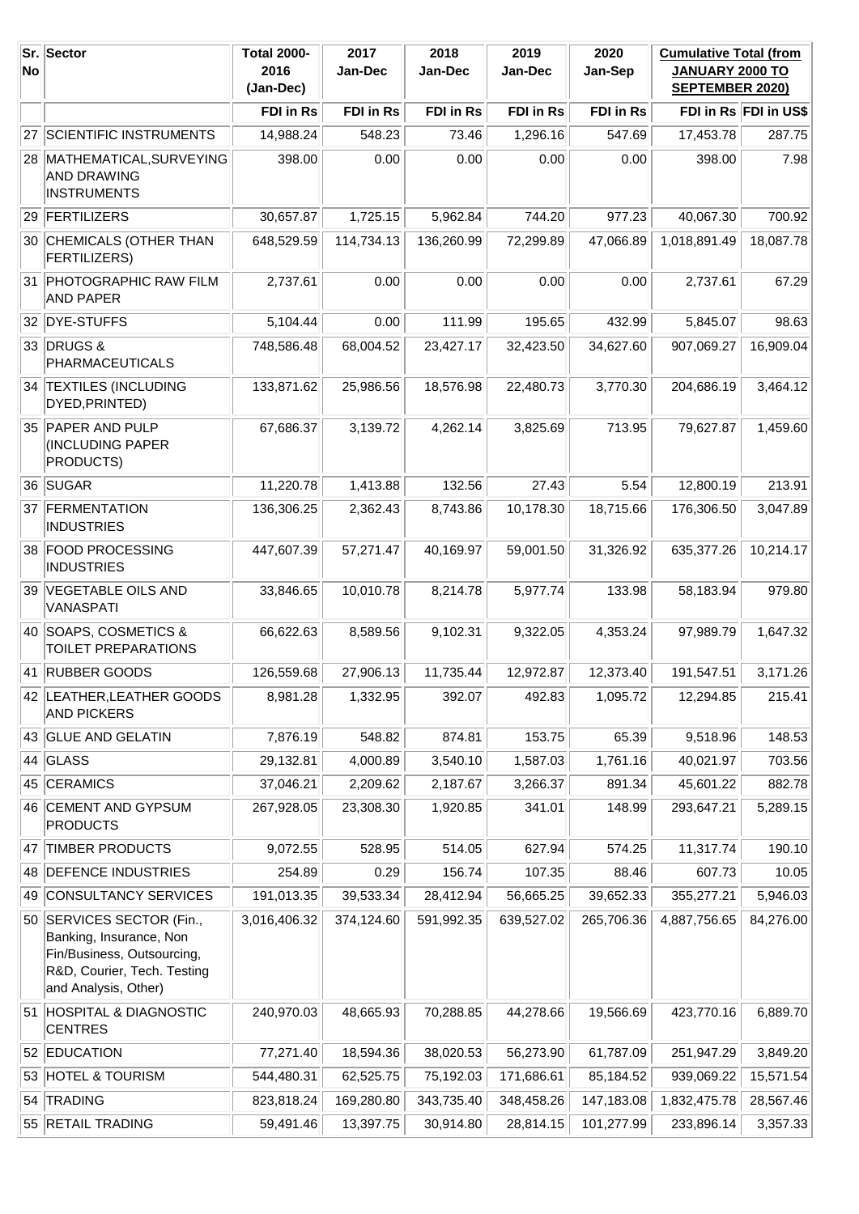| Sr. No | Sector | Total 2000-2016 (Jan-Dec) | 2017 Jan-Dec | 2018 Jan-Dec | 2019 Jan-Dec | 2020 Jan-Sep | Cumulative Total (from JANUARY 2000 TO SEPTEMBER 2020) | |
|---|---|---|---|---|---|---|---|---|
| | | FDI in Rs | FDI in Rs | FDI in Rs | FDI in Rs | FDI in Rs | FDI in Rs | FDI in US$ |
| 27 | SCIENTIFIC INSTRUMENTS | 14,988.24 | 548.23 | 73.46 | 1,296.16 | 547.69 | 17,453.78 | 287.75 |
| 28 | MATHEMATICAL,SURVEYING AND DRAWING INSTRUMENTS | 398.00 | 0.00 | 0.00 | 0.00 | 0.00 | 398.00 | 7.98 |
| 29 | FERTILIZERS | 30,657.87 | 1,725.15 | 5,962.84 | 744.20 | 977.23 | 40,067.30 | 700.92 |
| 30 | CHEMICALS (OTHER THAN FERTILIZERS) | 648,529.59 | 114,734.13 | 136,260.99 | 72,299.89 | 47,066.89 | 1,018,891.49 | 18,087.78 |
| 31 | PHOTOGRAPHIC RAW FILM AND PAPER | 2,737.61 | 0.00 | 0.00 | 0.00 | 0.00 | 2,737.61 | 67.29 |
| 32 | DYE-STUFFS | 5,104.44 | 0.00 | 111.99 | 195.65 | 432.99 | 5,845.07 | 98.63 |
| 33 | DRUGS & PHARMACEUTICALS | 748,586.48 | 68,004.52 | 23,427.17 | 32,423.50 | 34,627.60 | 907,069.27 | 16,909.04 |
| 34 | TEXTILES (INCLUDING DYED,PRINTED) | 133,871.62 | 25,986.56 | 18,576.98 | 22,480.73 | 3,770.30 | 204,686.19 | 3,464.12 |
| 35 | PAPER AND PULP (INCLUDING PAPER PRODUCTS) | 67,686.37 | 3,139.72 | 4,262.14 | 3,825.69 | 713.95 | 79,627.87 | 1,459.60 |
| 36 | SUGAR | 11,220.78 | 1,413.88 | 132.56 | 27.43 | 5.54 | 12,800.19 | 213.91 |
| 37 | FERMENTATION INDUSTRIES | 136,306.25 | 2,362.43 | 8,743.86 | 10,178.30 | 18,715.66 | 176,306.50 | 3,047.89 |
| 38 | FOOD PROCESSING INDUSTRIES | 447,607.39 | 57,271.47 | 40,169.97 | 59,001.50 | 31,326.92 | 635,377.26 | 10,214.17 |
| 39 | VEGETABLE OILS AND VANASPATI | 33,846.65 | 10,010.78 | 8,214.78 | 5,977.74 | 133.98 | 58,183.94 | 979.80 |
| 40 | SOAPS, COSMETICS & TOILET PREPARATIONS | 66,622.63 | 8,589.56 | 9,102.31 | 9,322.05 | 4,353.24 | 97,989.79 | 1,647.32 |
| 41 | RUBBER GOODS | 126,559.68 | 27,906.13 | 11,735.44 | 12,972.87 | 12,373.40 | 191,547.51 | 3,171.26 |
| 42 | LEATHER,LEATHER GOODS AND PICKERS | 8,981.28 | 1,332.95 | 392.07 | 492.83 | 1,095.72 | 12,294.85 | 215.41 |
| 43 | GLUE AND GELATIN | 7,876.19 | 548.82 | 874.81 | 153.75 | 65.39 | 9,518.96 | 148.53 |
| 44 | GLASS | 29,132.81 | 4,000.89 | 3,540.10 | 1,587.03 | 1,761.16 | 40,021.97 | 703.56 |
| 45 | CERAMICS | 37,046.21 | 2,209.62 | 2,187.67 | 3,266.37 | 891.34 | 45,601.22 | 882.78 |
| 46 | CEMENT AND GYPSUM PRODUCTS | 267,928.05 | 23,308.30 | 1,920.85 | 341.01 | 148.99 | 293,647.21 | 5,289.15 |
| 47 | TIMBER PRODUCTS | 9,072.55 | 528.95 | 514.05 | 627.94 | 574.25 | 11,317.74 | 190.10 |
| 48 | DEFENCE INDUSTRIES | 254.89 | 0.29 | 156.74 | 107.35 | 88.46 | 607.73 | 10.05 |
| 49 | CONSULTANCY SERVICES | 191,013.35 | 39,533.34 | 28,412.94 | 56,665.25 | 39,652.33 | 355,277.21 | 5,946.03 |
| 50 | SERVICES SECTOR (Fin., Banking, Insurance, Non Fin/Business, Outsourcing, R&D, Courier, Tech. Testing and Analysis, Other) | 3,016,406.32 | 374,124.60 | 591,992.35 | 639,527.02 | 265,706.36 | 4,887,756.65 | 84,276.00 |
| 51 | HOSPITAL & DIAGNOSTIC CENTRES | 240,970.03 | 48,665.93 | 70,288.85 | 44,278.66 | 19,566.69 | 423,770.16 | 6,889.70 |
| 52 | EDUCATION | 77,271.40 | 18,594.36 | 38,020.53 | 56,273.90 | 61,787.09 | 251,947.29 | 3,849.20 |
| 53 | HOTEL & TOURISM | 544,480.31 | 62,525.75 | 75,192.03 | 171,686.61 | 85,184.52 | 939,069.22 | 15,571.54 |
| 54 | TRADING | 823,818.24 | 169,280.80 | 343,735.40 | 348,458.26 | 147,183.08 | 1,832,475.78 | 28,567.46 |
| 55 | RETAIL TRADING | 59,491.46 | 13,397.75 | 30,914.80 | 28,814.15 | 101,277.99 | 233,896.14 | 3,357.33 |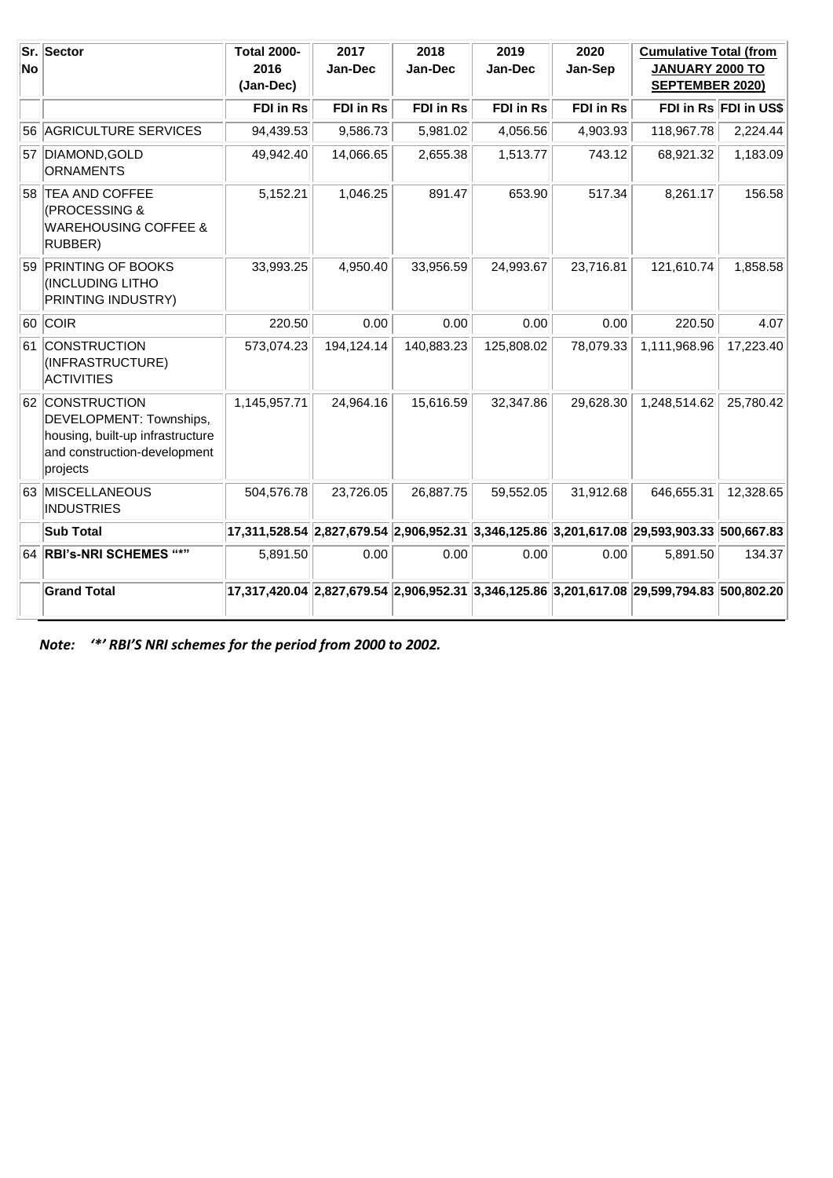| Sr. No | Sector | Total 2000-2016 (Jan-Dec) | 2017 Jan-Dec | 2018 Jan-Dec | 2019 Jan-Dec | 2020 Jan-Sep | Cumulative Total (from JANUARY 2000 TO SEPTEMBER 2020) | |
|---|---|---|---|---|---|---|---|---|
| | | FDI in Rs | FDI in Rs | FDI in Rs | FDI in Rs | FDI in Rs | FDI in Rs | FDI in US$ |
| 56 | AGRICULTURE SERVICES | 94,439.53 | 9,586.73 | 5,981.02 | 4,056.56 | 4,903.93 | 118,967.78 | 2,224.44 |
| 57 | DIAMOND,GOLD ORNAMENTS | 49,942.40 | 14,066.65 | 2,655.38 | 1,513.77 | 743.12 | 68,921.32 | 1,183.09 |
| 58 | TEA AND COFFEE (PROCESSING & WAREHOUSING COFFEE & RUBBER) | 5,152.21 | 1,046.25 | 891.47 | 653.90 | 517.34 | 8,261.17 | 156.58 |
| 59 | PRINTING OF BOOKS (INCLUDING LITHO PRINTING INDUSTRY) | 33,993.25 | 4,950.40 | 33,956.59 | 24,993.67 | 23,716.81 | 121,610.74 | 1,858.58 |
| 60 | COIR | 220.50 | 0.00 | 0.00 | 0.00 | 0.00 | 220.50 | 4.07 |
| 61 | CONSTRUCTION (INFRASTRUCTURE) ACTIVITIES | 573,074.23 | 194,124.14 | 140,883.23 | 125,808.02 | 78,079.33 | 1,111,968.96 | 17,223.40 |
| 62 | CONSTRUCTION DEVELOPMENT: Townships, housing, built-up infrastructure and construction-development projects | 1,145,957.71 | 24,964.16 | 15,616.59 | 32,347.86 | 29,628.30 | 1,248,514.62 | 25,780.42 |
| 63 | MISCELLANEOUS INDUSTRIES | 504,576.78 | 23,726.05 | 26,887.75 | 59,552.05 | 31,912.68 | 646,655.31 | 12,328.65 |
| | **Sub Total** | **17,311,528.54** | **2,827,679.54** | **2,906,952.31** | **3,346,125.86** | **3,201,617.08** | **29,593,903.33** | **500,667.83** |
| 64 | **RBI's-NRI SCHEMES "*"** | 5,891.50 | 0.00 | 0.00 | 0.00 | 0.00 | 5,891.50 | 134.37 |
| | **Grand Total** | **17,317,420.04** | **2,827,679.54** | **2,906,952.31** | **3,346,125.86** | **3,201,617.08** | **29,599,794.83** | **500,802.20** |

***Note: '*' RBI'S NRI schemes for the period from 2000 to 2002.***